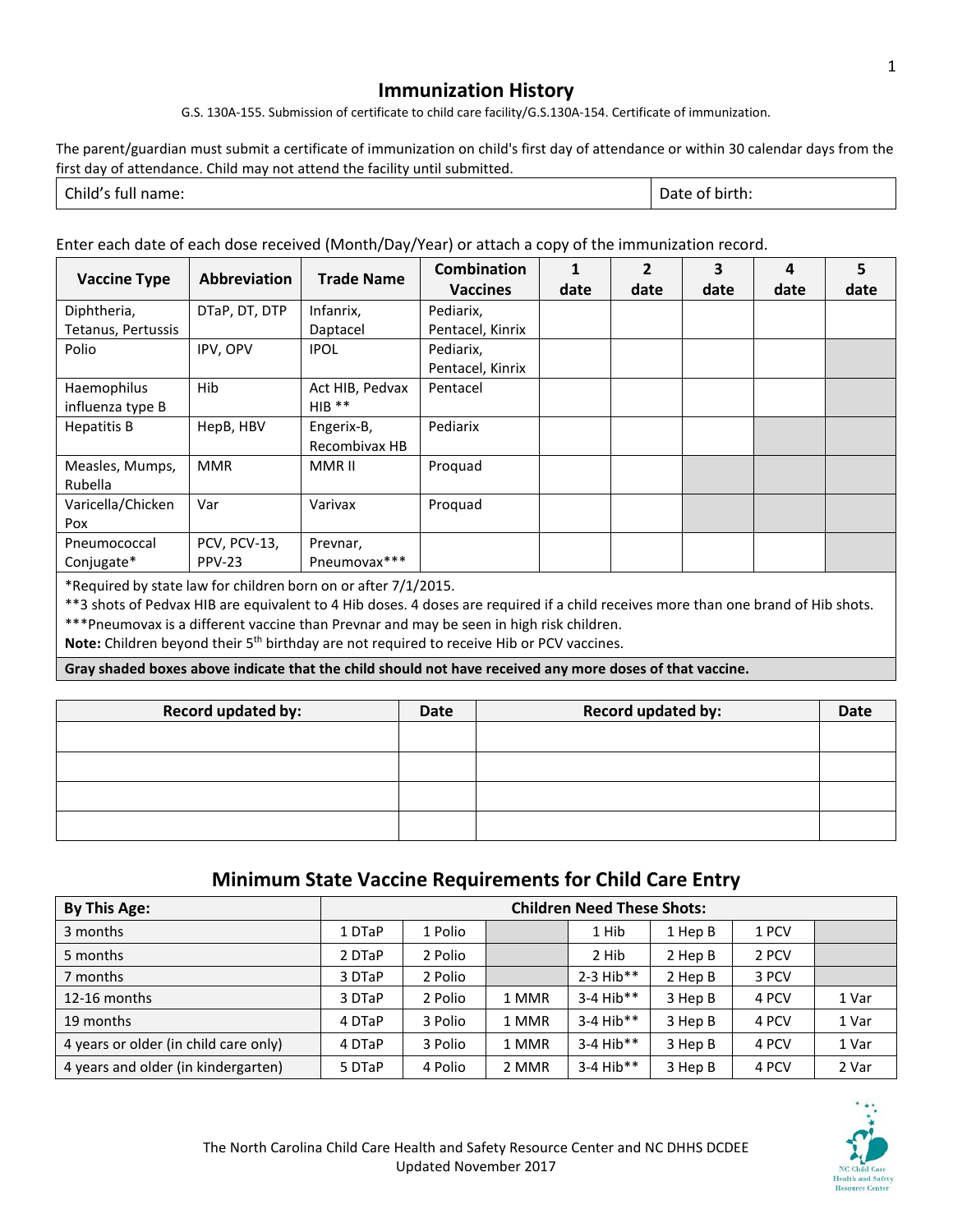# Immunization History

G.S. 130A-155. Submission of certificate to child care facility/G.S.130A-154. Certificate of immunization.

The parent/guardian must submit a certificate of immunization on child's first day of attendance or within 30 calendar days from the first day of attendance. Child may not attend the facility until submitted.

| Child's full name: | Date of birth: |
|---|---|

Enter each date of each dose received (Month/Day/Year) or attach a copy of the immunization record.

| Vaccine Type | Abbreviation | Trade Name | Combination Vaccines | 1 date | 2 date | 3 date | 4 date | 5 date |
|---|---|---|---|---|---|---|---|---|
| Diphtheria, Tetanus, Pertussis | DTaP, DT, DTP | Infanrix, Daptacel | Pediarix, Pentacel, Kinrix | | | | | |
| Polio | IPV, OPV | IPOL | Pediarix, Pentacel, Kinrix | | | | | |
| Haemophilus influenza type B | Hib | Act HIB, Pedvax HIB ** | Pentacel | | | | | |
| Hepatitis B | HepB, HBV | Engerix-B, Recombivax HB | Pediarix | | | | | |
| Measles, Mumps, Rubella | MMR | MMR II | Proquad | | | | | |
| Varicella/Chicken Pox | Var | Varivax | Proquad | | | | | |
| Pneumococcal Conjugate* | PCV, PCV-13, PPV-23 | Prevnar, Pneumovax*** | | | | | | |

*Required by state law for children born on or after 7/1/2015.
**3 shots of Pedvax HIB are equivalent to 4 Hib doses. 4 doses are required if a child receives more than one brand of Hib shots.
***Pneumovax is a different vaccine than Prevnar and may be seen in high risk children.
**Note:** Children beyond their 5th birthday are not required to receive Hib or PCV vaccines.

**Gray shaded boxes above indicate that the child should not have received any more doses of that vaccine.**

| Record updated by: | Date | Record updated by: | Date |
|---|---|---|---|
| | | | |
| | | | |
| | | | |
| | | | |

## Minimum State Vaccine Requirements for Child Care Entry

| By This Age: | Children Need These Shots: | | | | | | |
|---|---|---|---|---|---|---|---|
| 3 months | 1 DTaP | 1 Polio | | 1 Hib | 1 Hep B | 1 PCV | |
| 5 months | 2 DTaP | 2 Polio | | 2 Hib | 2 Hep B | 2 PCV | |
| 7 months | 3 DTaP | 2 Polio | | 2-3 Hib** | 2 Hep B | 3 PCV | |
| 12-16 months | 3 DTaP | 2 Polio | 1 MMR | 3-4 Hib** | 3 Hep B | 4 PCV | 1 Var |
| 19 months | 4 DTaP | 3 Polio | 1 MMR | 3-4 Hib** | 3 Hep B | 4 PCV | 1 Var |
| 4 years or older (in child care only) | 4 DTaP | 3 Polio | 1 MMR | 3-4 Hib** | 3 Hep B | 4 PCV | 1 Var |
| 4 years and older (in kindergarten) | 5 DTaP | 4 Polio | 2 MMR | 3-4 Hib** | 3 Hep B | 4 PCV | 2 Var |

The North Carolina Child Care Health and Safety Resource Center and NC DHHS DCDEE
Updated November 2017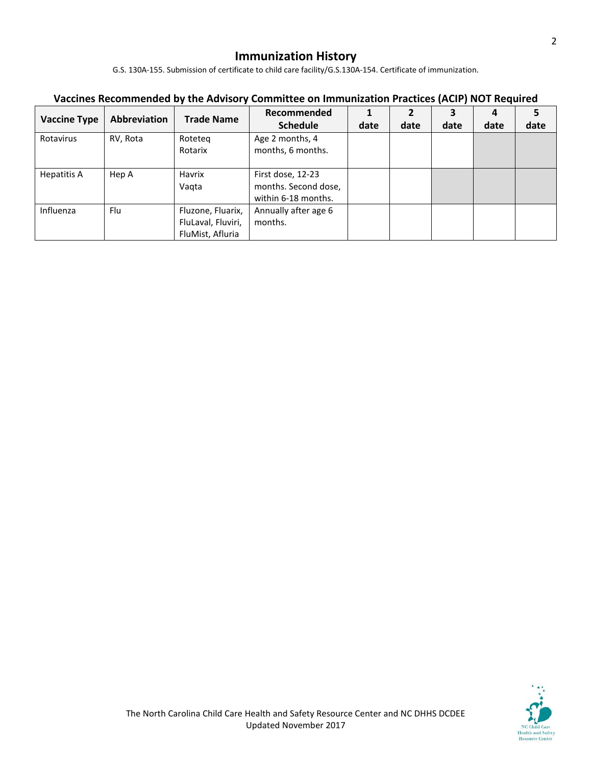# Immunization History

G.S. 130A-155. Submission of certificate to child care facility/G.S.130A-154. Certificate of immunization.

## Vaccines Recommended by the Advisory Committee on Immunization Practices (ACIP) NOT Required

| Vaccine Type | Abbreviation | Trade Name | Recommended Schedule | 1 date | 2 date | 3 date | 4 date | 5 date |
|---|---|---|---|---|---|---|---|---|
| Rotavirus | RV, Rota | Roteteq Rotarix | Age 2 months, 4 months, 6 months. | | | | | |
| Hepatitis A | Hep A | Havrix Vaqta | First dose, 12-23 months. Second dose, within 6-18 months. | | | | | |
| Influenza | Flu | Fluzone, Fluarix, FluLaval, Fluviri, FluMist, Afluria | Annually after age 6 months. | | | | | |

The North Carolina Child Care Health and Safety Resource Center and NC DHHS DCDEE
Updated November 2017